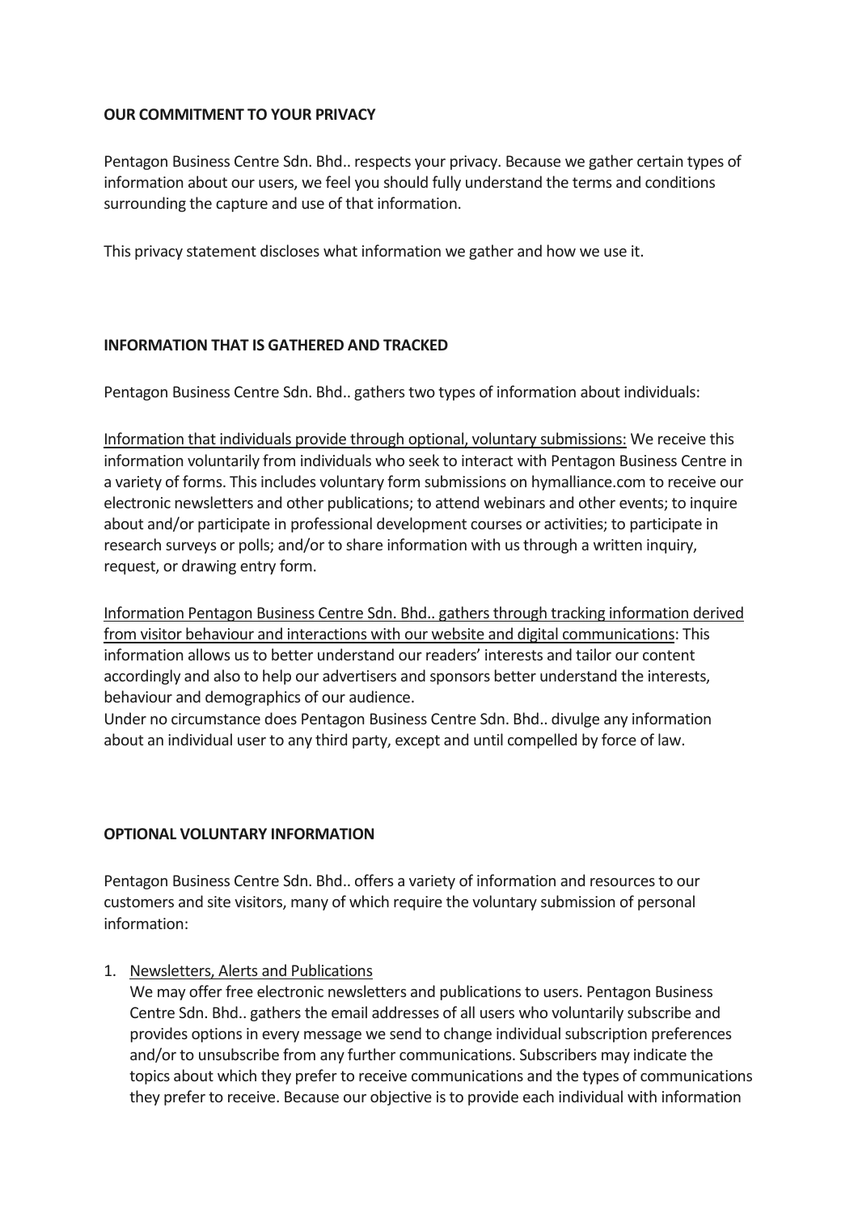**OUR COMMITMENT TO YOUR PRIVACY**

Pentagon Business Centre Sdn. Bhd.. respects your privacy. Because we gather certain types of information about our users, we feel you should fully understand the terms and conditions surrounding the capture and use of that information.

This privacy statement discloses what information we gather and how we use it.

**INFORMATION THAT IS GATHERED AND TRACKED**

Pentagon Business Centre Sdn. Bhd.. gathers two types of information about individuals:

<u>Information that individuals provide through optional, voluntary submissions:</u> We receive this information voluntarily from individuals who seek to interact with Pentagon Business Centre in a variety of forms. This includes voluntary form submissions on hymalliance.com to receive our electronic newsletters and other publications; to attend webinars and other events; to inquire about and/or participate in professional development courses or activities; to participate in research surveys or polls; and/or to share information with us through a written inquiry, request, or drawing entry form.

<u>Information Pentagon Business Centre Sdn. Bhd.. gathers through tracking information derived from visitor behaviour and interactions with our website and digital communications</u>: This information allows us to better understand our readers' interests and tailor our content accordingly and also to help our advertisers and sponsors better understand the interests, behaviour and demographics of our audience.
Under no circumstance does Pentagon Business Centre Sdn. Bhd.. divulge any information about an individual user to any third party, except and until compelled by force of law.

**OPTIONAL VOLUNTARY INFORMATION**

Pentagon Business Centre Sdn. Bhd.. offers a variety of information and resources to our customers and site visitors, many of which require the voluntary submission of personal information:

1. <u>Newsletters, Alerts and Publications</u>
   We may offer free electronic newsletters and publications to users. Pentagon Business Centre Sdn. Bhd.. gathers the email addresses of all users who voluntarily subscribe and provides options in every message we send to change individual subscription preferences and/or to unsubscribe from any further communications. Subscribers may indicate the topics about which they prefer to receive communications and the types of communications they prefer to receive. Because our objective is to provide each individual with information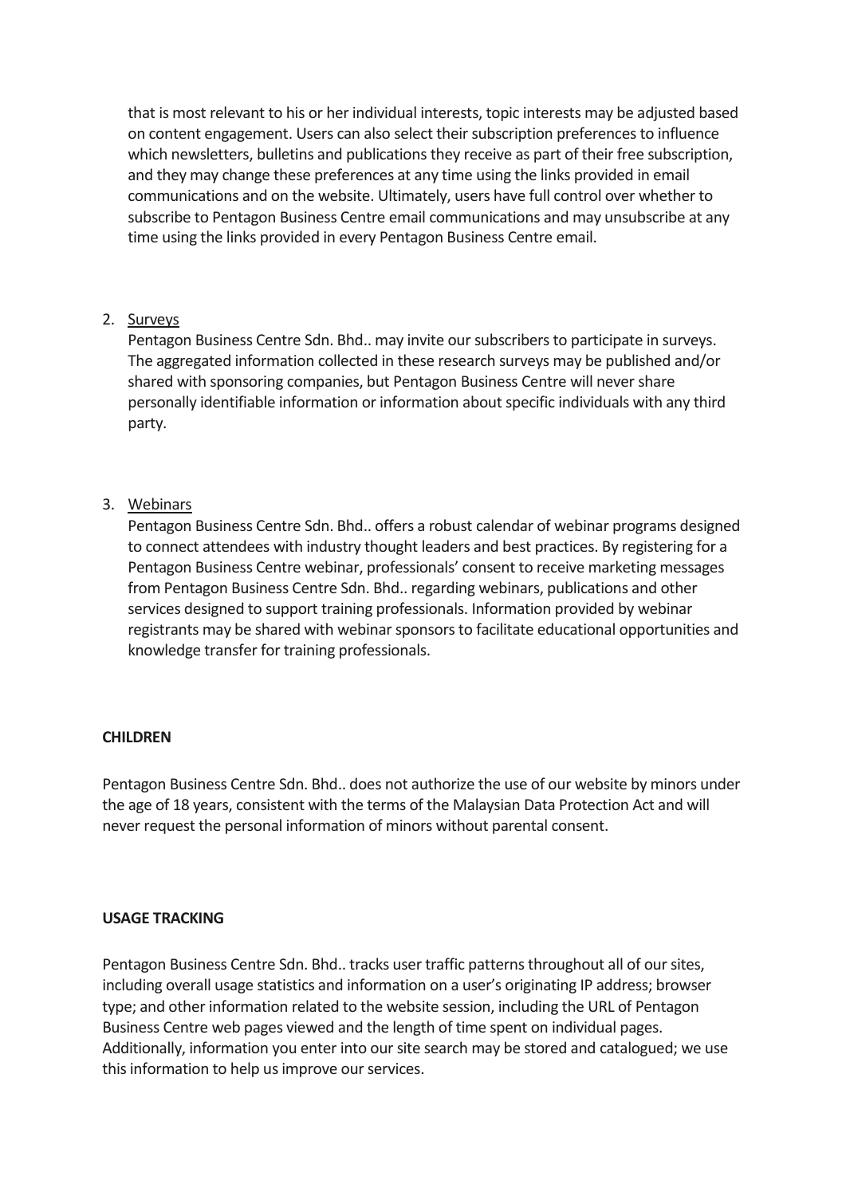that is most relevant to his or her individual interests, topic interests may be adjusted based on content engagement. Users can also select their subscription preferences to influence which newsletters, bulletins and publications they receive as part of their free subscription, and they may change these preferences at any time using the links provided in email communications and on the website. Ultimately, users have full control over whether to subscribe to Pentagon Business Centre email communications and may unsubscribe at any time using the links provided in every Pentagon Business Centre email.

2. <u>Surveys</u>
   Pentagon Business Centre Sdn. Bhd.. may invite our subscribers to participate in surveys. The aggregated information collected in these research surveys may be published and/or shared with sponsoring companies, but Pentagon Business Centre will never share personally identifiable information or information about specific individuals with any third party.

3. <u>Webinars</u>
   Pentagon Business Centre Sdn. Bhd.. offers a robust calendar of webinar programs designed to connect attendees with industry thought leaders and best practices. By registering for a Pentagon Business Centre webinar, professionals' consent to receive marketing messages from Pentagon Business Centre Sdn. Bhd.. regarding webinars, publications and other services designed to support training professionals. Information provided by webinar registrants may be shared with webinar sponsors to facilitate educational opportunities and knowledge transfer for training professionals.

**CHILDREN**

Pentagon Business Centre Sdn. Bhd.. does not authorize the use of our website by minors under the age of 18 years, consistent with the terms of the Malaysian Data Protection Act and will never request the personal information of minors without parental consent.

**USAGE TRACKING**

Pentagon Business Centre Sdn. Bhd.. tracks user traffic patterns throughout all of our sites, including overall usage statistics and information on a user's originating IP address; browser type; and other information related to the website session, including the URL of Pentagon Business Centre web pages viewed and the length of time spent on individual pages. Additionally, information you enter into our site search may be stored and catalogued; we use this information to help us improve our services.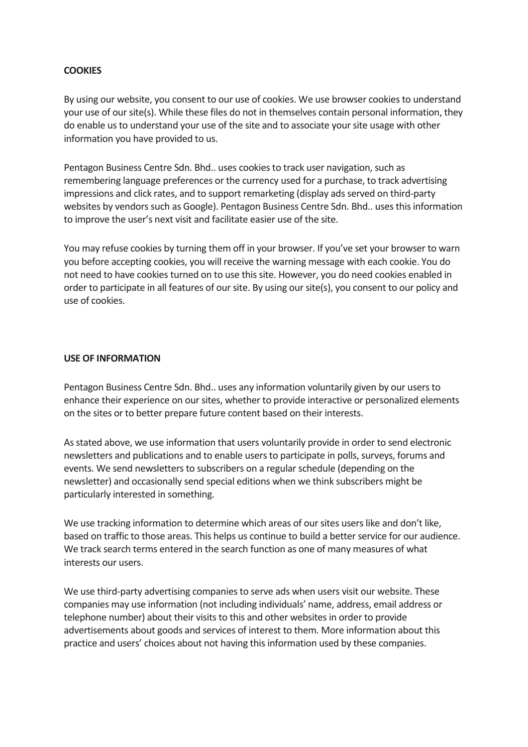**COOKIES**

By using our website, you consent to our use of cookies. We use browser cookies to understand your use of our site(s). While these files do not in themselves contain personal information, they do enable us to understand your use of the site and to associate your site usage with other information you have provided to us.

Pentagon Business Centre Sdn. Bhd.. uses cookies to track user navigation, such as remembering language preferences or the currency used for a purchase, to track advertising impressions and click rates, and to support remarketing (display ads served on third-party websites by vendors such as Google). Pentagon Business Centre Sdn. Bhd.. uses this information to improve the user's next visit and facilitate easier use of the site.

You may refuse cookies by turning them off in your browser. If you've set your browser to warn you before accepting cookies, you will receive the warning message with each cookie. You do not need to have cookies turned on to use this site. However, you do need cookies enabled in order to participate in all features of our site. By using our site(s), you consent to our policy and use of cookies.

**USE OF INFORMATION**

Pentagon Business Centre Sdn. Bhd.. uses any information voluntarily given by our users to enhance their experience on our sites, whether to provide interactive or personalized elements on the sites or to better prepare future content based on their interests.

As stated above, we use information that users voluntarily provide in order to send electronic newsletters and publications and to enable users to participate in polls, surveys, forums and events. We send newsletters to subscribers on a regular schedule (depending on the newsletter) and occasionally send special editions when we think subscribers might be particularly interested in something.

We use tracking information to determine which areas of our sites users like and don't like, based on traffic to those areas. This helps us continue to build a better service for our audience. We track search terms entered in the search function as one of many measures of what interests our users.

We use third-party advertising companies to serve ads when users visit our website. These companies may use information (not including individuals' name, address, email address or telephone number) about their visits to this and other websites in order to provide advertisements about goods and services of interest to them. More information about this practice and users' choices about not having this information used by these companies.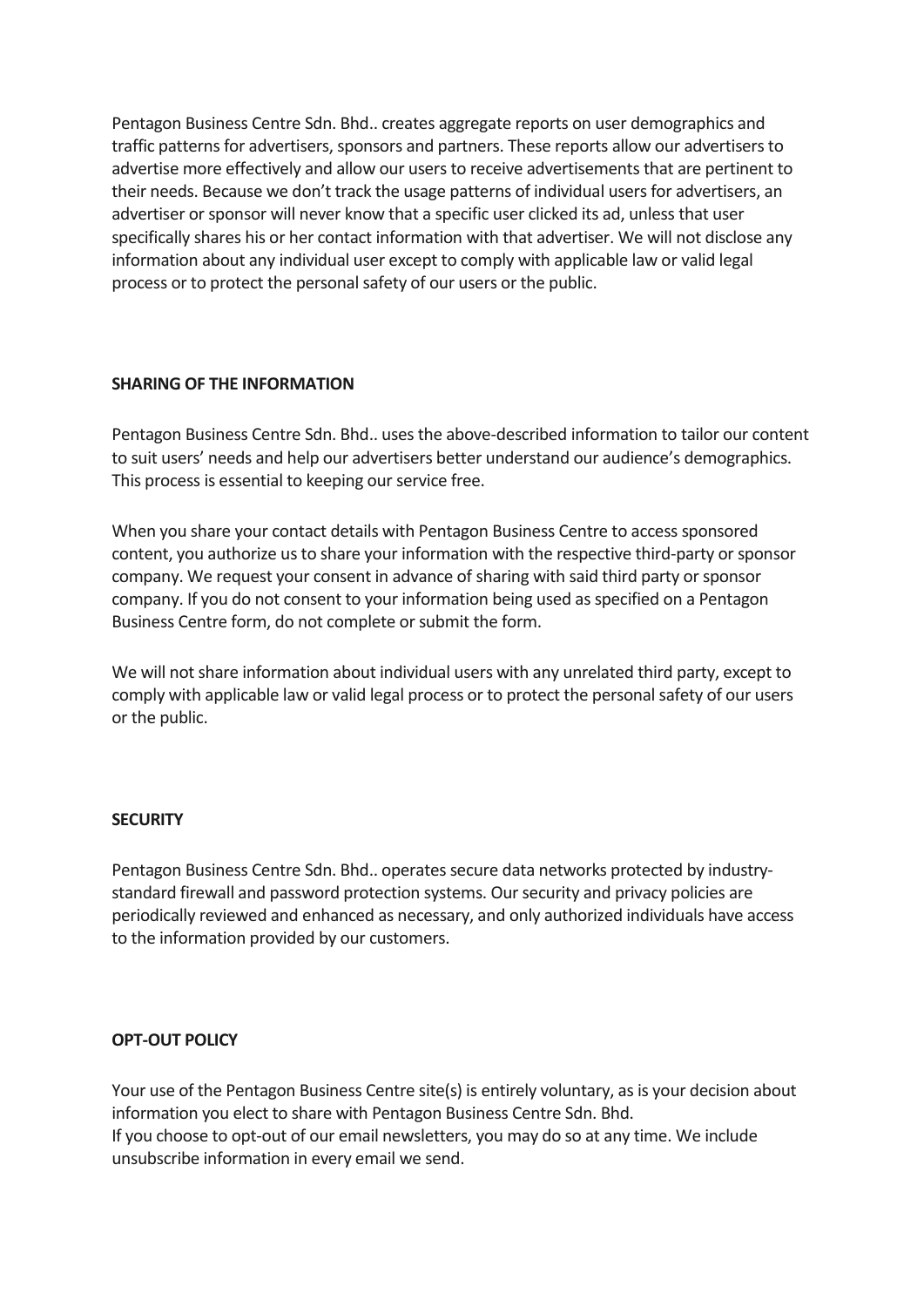Pentagon Business Centre Sdn. Bhd.. creates aggregate reports on user demographics and traffic patterns for advertisers, sponsors and partners. These reports allow our advertisers to advertise more effectively and allow our users to receive advertisements that are pertinent to their needs. Because we don't track the usage patterns of individual users for advertisers, an advertiser or sponsor will never know that a specific user clicked its ad, unless that user specifically shares his or her contact information with that advertiser. We will not disclose any information about any individual user except to comply with applicable law or valid legal process or to protect the personal safety of our users or the public.

**SHARING OF THE INFORMATION**

Pentagon Business Centre Sdn. Bhd.. uses the above-described information to tailor our content to suit users' needs and help our advertisers better understand our audience's demographics. This process is essential to keeping our service free.

When you share your contact details with Pentagon Business Centre to access sponsored content, you authorize us to share your information with the respective third-party or sponsor company. We request your consent in advance of sharing with said third party or sponsor company. If you do not consent to your information being used as specified on a Pentagon Business Centre form, do not complete or submit the form.

We will not share information about individual users with any unrelated third party, except to comply with applicable law or valid legal process or to protect the personal safety of our users or the public.

**SECURITY**

Pentagon Business Centre Sdn. Bhd.. operates secure data networks protected by industry-standard firewall and password protection systems. Our security and privacy policies are periodically reviewed and enhanced as necessary, and only authorized individuals have access to the information provided by our customers.

**OPT-OUT POLICY**

Your use of the Pentagon Business Centre site(s) is entirely voluntary, as is your decision about information you elect to share with Pentagon Business Centre Sdn. Bhd.
If you choose to opt-out of our email newsletters, you may do so at any time. We include unsubscribe information in every email we send.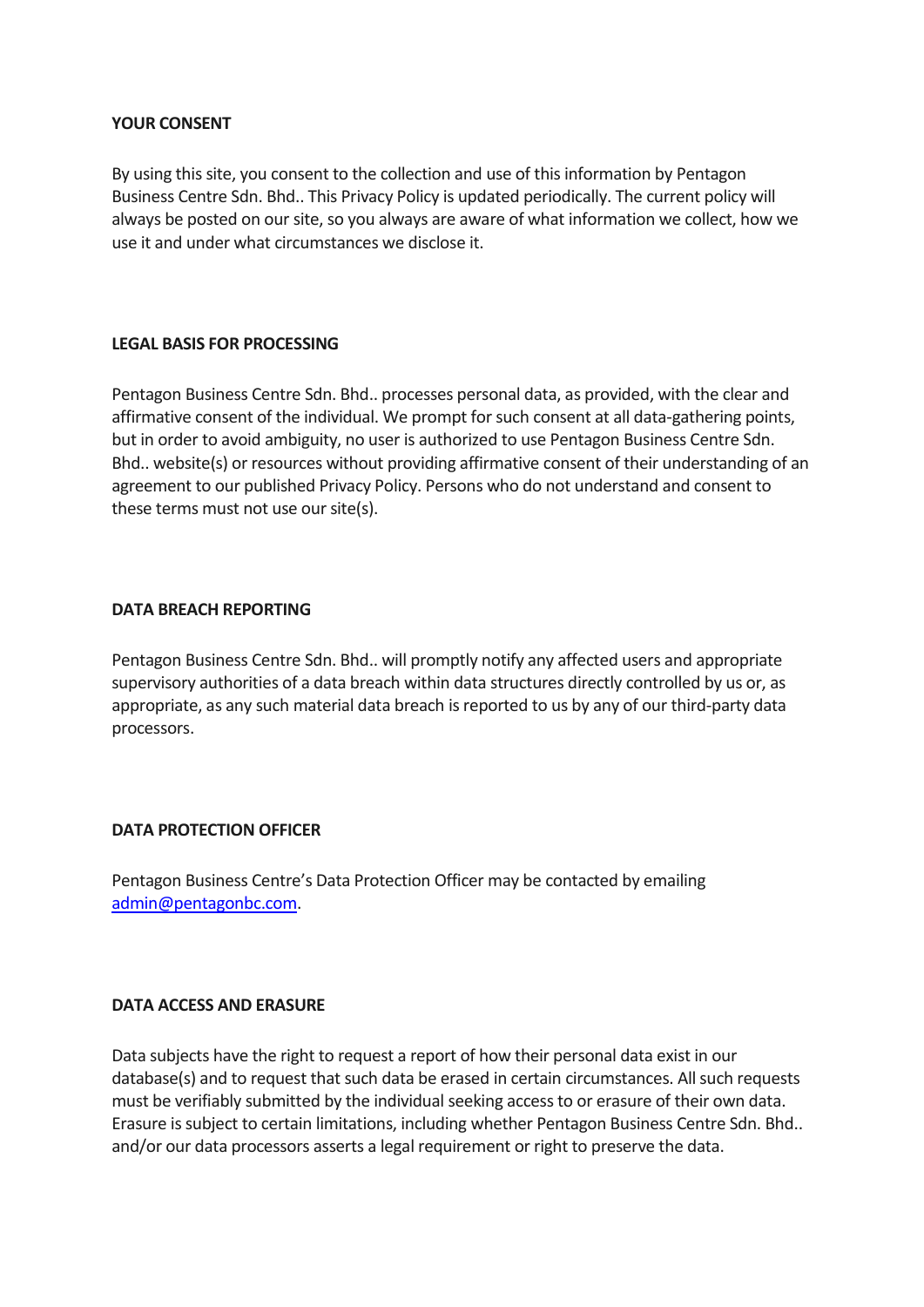**YOUR CONSENT**

By using this site, you consent to the collection and use of this information by Pentagon Business Centre Sdn. Bhd.. This Privacy Policy is updated periodically. The current policy will always be posted on our site, so you always are aware of what information we collect, how we use it and under what circumstances we disclose it.

**LEGAL BASIS FOR PROCESSING**

Pentagon Business Centre Sdn. Bhd.. processes personal data, as provided, with the clear and affirmative consent of the individual. We prompt for such consent at all data-gathering points, but in order to avoid ambiguity, no user is authorized to use Pentagon Business Centre Sdn. Bhd.. website(s) or resources without providing affirmative consent of their understanding of an agreement to our published Privacy Policy. Persons who do not understand and consent to these terms must not use our site(s).

**DATA BREACH REPORTING**

Pentagon Business Centre Sdn. Bhd.. will promptly notify any affected users and appropriate supervisory authorities of a data breach within data structures directly controlled by us or, as appropriate, as any such material data breach is reported to us by any of our third-party data processors.

**DATA PROTECTION OFFICER**

Pentagon Business Centre's Data Protection Officer may be contacted by emailing [admin@pentagonbc.com](mailto:admin@pentagonbc.com).

**DATA ACCESS AND ERASURE**

Data subjects have the right to request a report of how their personal data exist in our database(s) and to request that such data be erased in certain circumstances. All such requests must be verifiably submitted by the individual seeking access to or erasure of their own data. Erasure is subject to certain limitations, including whether Pentagon Business Centre Sdn. Bhd.. and/or our data processors asserts a legal requirement or right to preserve the data.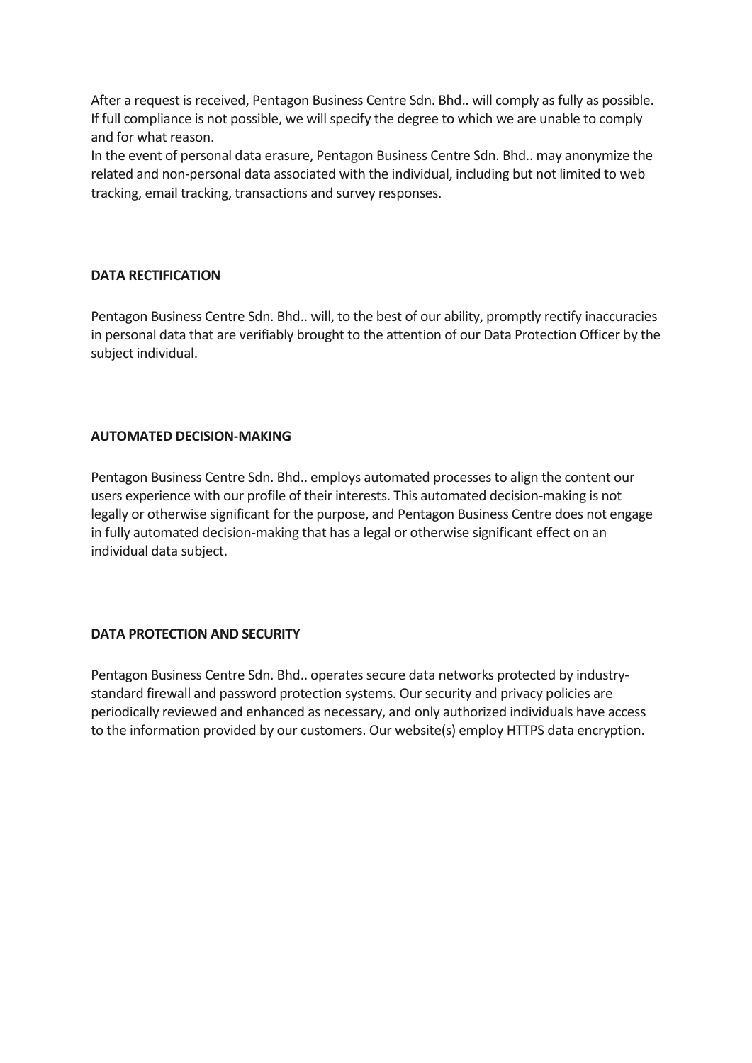After a request is received, Pentagon Business Centre Sdn. Bhd.. will comply as fully as possible. If full compliance is not possible, we will specify the degree to which we are unable to comply and for what reason.
In the event of personal data erasure, Pentagon Business Centre Sdn. Bhd.. may anonymize the related and non-personal data associated with the individual, including but not limited to web tracking, email tracking, transactions and survey responses.

**DATA RECTIFICATION**

Pentagon Business Centre Sdn. Bhd.. will, to the best of our ability, promptly rectify inaccuracies in personal data that are verifiably brought to the attention of our Data Protection Officer by the subject individual.

**AUTOMATED DECISION-MAKING**

Pentagon Business Centre Sdn. Bhd.. employs automated processes to align the content our users experience with our profile of their interests. This automated decision-making is not legally or otherwise significant for the purpose, and Pentagon Business Centre does not engage in fully automated decision-making that has a legal or otherwise significant effect on an individual data subject.

**DATA PROTECTION AND SECURITY**

Pentagon Business Centre Sdn. Bhd.. operates secure data networks protected by industry-standard firewall and password protection systems. Our security and privacy policies are periodically reviewed and enhanced as necessary, and only authorized individuals have access to the information provided by our customers. Our website(s) employ HTTPS data encryption.